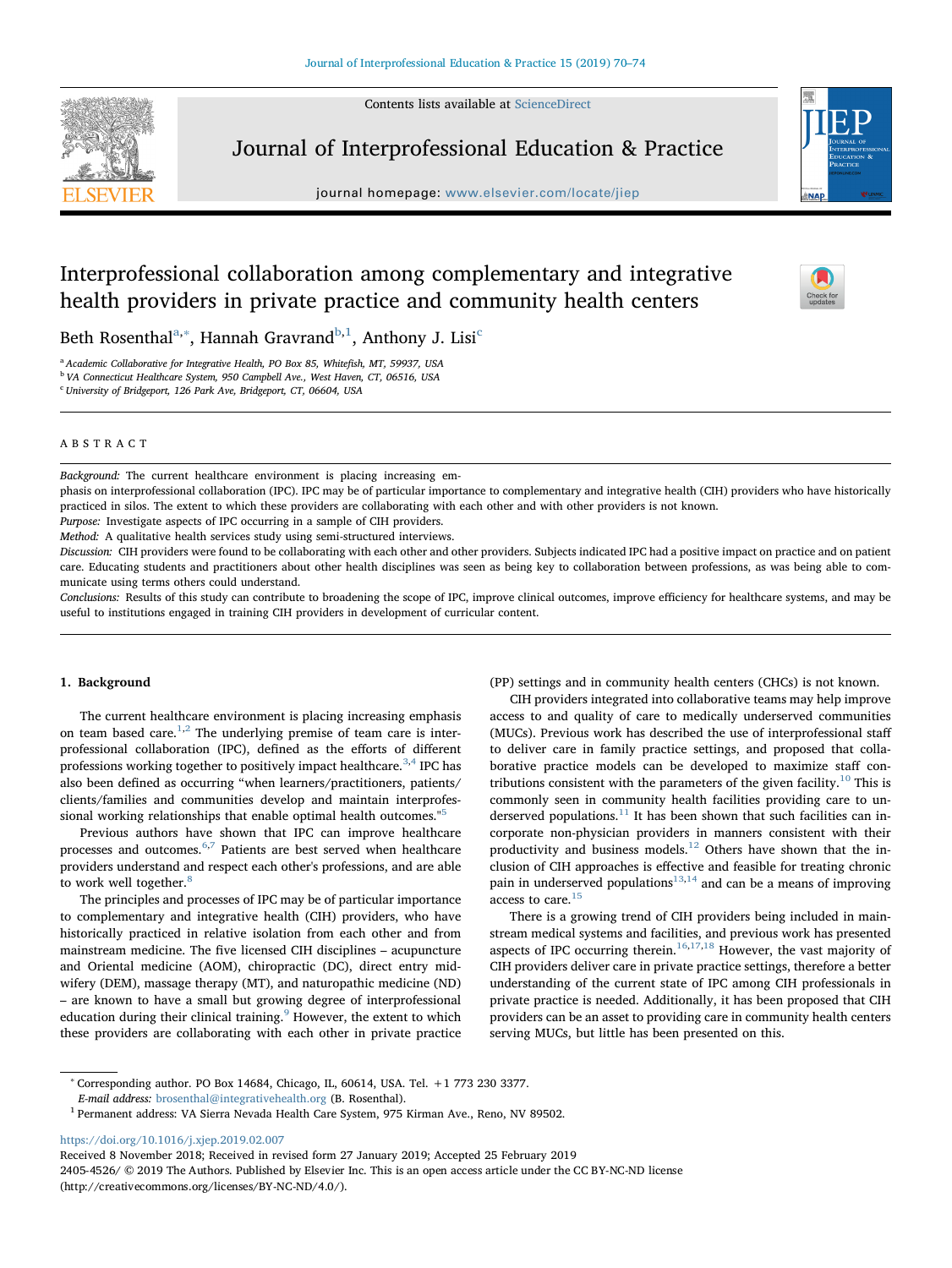# Interprofessional collaboration among complementary and integrative health providers in private practice and community health centers

Beth Rosenthal[a,*], Hannah Gravrand[b,1], Anthony J. Lisi[c]

[a] Academic Collaborative for Integrative Health, PO Box 85, Whitefish, MT, 59937, USA
[b] VA Connecticut Healthcare System, 950 Campbell Ave., West Haven, CT, 06516, USA
[c] University of Bridgeport, 126 Park Ave, Bridgeport, CT, 06604, USA

## ABSTRACT

*Background:* The current healthcare environment is placing increasing emphasis on interprofessional collaboration (IPC). IPC may be of particular importance to complementary and integrative health (CIH) providers who have historically practiced in silos. The extent to which these providers are collaborating with each other and with other providers is not known.

*Purpose:* Investigate aspects of IPC occurring in a sample of CIH providers.

*Method:* A qualitative health services study using semi-structured interviews.

*Discussion:* CIH providers were found to be collaborating with each other and other providers. Subjects indicated IPC had a positive impact on practice and on patient care. Educating students and practitioners about other health disciplines was seen as being key to collaboration between professions, as was being able to communicate using terms others could understand.

*Conclusions:* Results of this study can contribute to broadening the scope of IPC, improve clinical outcomes, improve efficiency for healthcare systems, and may be useful to institutions engaged in training CIH providers in development of curricular content.

## 1. Background

The current healthcare environment is placing increasing emphasis on team based care.[1,2] The underlying premise of team care is interprofessional collaboration (IPC), defined as the efforts of different professions working together to positively impact healthcare.[3,4] IPC has also been defined as occurring "when learners/practitioners, patients/clients/families and communities develop and maintain interprofessional working relationships that enable optimal health outcomes."[5]

Previous authors have shown that IPC can improve healthcare processes and outcomes.[6,7] Patients are best served when healthcare providers understand and respect each other's professions, and are able to work well together.[8]

The principles and processes of IPC may be of particular importance to complementary and integrative health (CIH) providers, who have historically practiced in relative isolation from each other and from mainstream medicine. The five licensed CIH disciplines – acupuncture and Oriental medicine (AOM), chiropractic (DC), direct entry midwifery (DEM), massage therapy (MT), and naturopathic medicine (ND) – are known to have a small but growing degree of interprofessional education during their clinical training.[9] However, the extent to which these providers are collaborating with each other in private practice (PP) settings and in community health centers (CHCs) is not known.

CIH providers integrated into collaborative teams may help improve access to and quality of care to medically underserved communities (MUCs). Previous work has described the use of interprofessional staff to deliver care in family practice settings, and proposed that collaborative practice models can be developed to maximize staff contributions consistent with the parameters of the given facility.[10] This is commonly seen in community health facilities providing care to underserved populations.[11] It has been shown that such facilities can incorporate non-physician providers in manners consistent with their productivity and business models.[12] Others have shown that the inclusion of CIH approaches is effective and feasible for treating chronic pain in underserved populations[13,14] and can be a means of improving access to care.[15]

There is a growing trend of CIH providers being included in mainstream medical systems and facilities, and previous work has presented aspects of IPC occurring therein.[16,17,18] However, the vast majority of CIH providers deliver care in private practice settings, therefore a better understanding of the current state of IPC among CIH professionals in private practice is needed. Additionally, it has been proposed that CIH providers can be an asset to providing care in community health centers serving MUCs, but little has been presented on this.

---

* Corresponding author. PO Box 14684, Chicago, IL, 60614, USA. Tel. +1 773 230 3377.
*E-mail address:* brosenthal@integrativehealth.org (B. Rosenthal).
[1] Permanent address: VA Sierra Nevada Health Care System, 975 Kirman Ave., Reno, NV 89502.

https://doi.org/10.1016/j.xjep.2019.02.007
Received 8 November 2018; Received in revised form 27 January 2019; Accepted 25 February 2019
2405-4526/ © 2019 The Authors. Published by Elsevier Inc. This is an open access article under the CC BY-NC-ND license (http://creativecommons.org/licenses/BY-NC-ND/4.0/).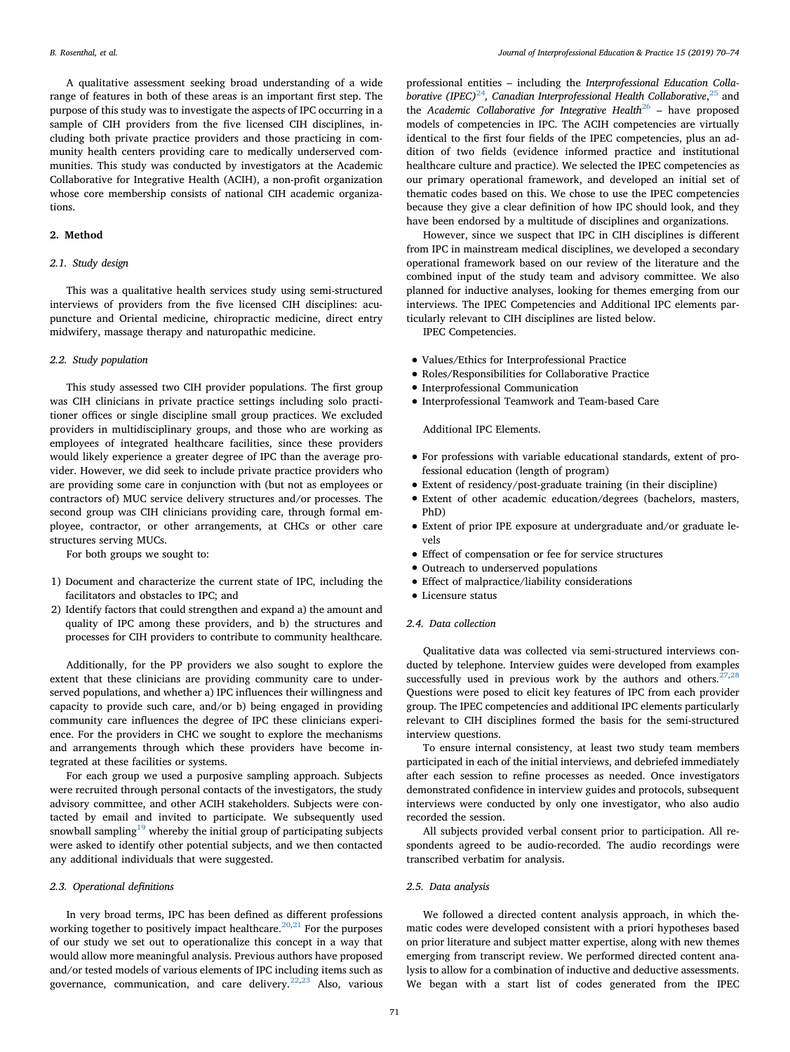A qualitative assessment seeking broad understanding of a wide range of features in both of these areas is an important first step. The purpose of this study was to investigate the aspects of IPC occurring in a sample of CIH providers from the five licensed CIH disciplines, including both private practice providers and those practicing in community health centers providing care to medically underserved communities. This study was conducted by investigators at the Academic Collaborative for Integrative Health (ACIH), a non-profit organization whose core membership consists of national CIH academic organizations.

## 2. Method

### 2.1. Study design

This was a qualitative health services study using semi-structured interviews of providers from the five licensed CIH disciplines: acupuncture and Oriental medicine, chiropractic medicine, direct entry midwifery, massage therapy and naturopathic medicine.

### 2.2. Study population

This study assessed two CIH provider populations. The first group was CIH clinicians in private practice settings including solo practitioner offices or single discipline small group practices. We excluded providers in multidisciplinary groups, and those who are working as employees of integrated healthcare facilities, since these providers would likely experience a greater degree of IPC than the average provider. However, we did seek to include private practice providers who are providing some care in conjunction with (but not as employees or contractors of) MUC service delivery structures and/or processes. The second group was CIH clinicians providing care, through formal employee, contractor, or other arrangements, at CHCs or other care structures serving MUCs.

For both groups we sought to:

1) Document and characterize the current state of IPC, including the facilitators and obstacles to IPC; and
2) Identify factors that could strengthen and expand a) the amount and quality of IPC among these providers, and b) the structures and processes for CIH providers to contribute to community healthcare.

Additionally, for the PP providers we also sought to explore the extent that these clinicians are providing community care to underserved populations, and whether a) IPC influences their willingness and capacity to provide such care, and/or b) being engaged in providing community care influences the degree of IPC these clinicians experience. For the providers in CHC we sought to explore the mechanisms and arrangements through which these providers have become integrated at these facilities or systems.

For each group we used a purposive sampling approach. Subjects were recruited through personal contacts of the investigators, the study advisory committee, and other ACIH stakeholders. Subjects were contacted by email and invited to participate. We subsequently used snowball sampling[19] whereby the initial group of participating subjects were asked to identify other potential subjects, and we then contacted any additional individuals that were suggested.

### 2.3. Operational definitions

In very broad terms, IPC has been defined as different professions working together to positively impact healthcare.[20,21] For the purposes of our study we set out to operationalize this concept in a way that would allow more meaningful analysis. Previous authors have proposed and/or tested models of various elements of IPC including items such as governance, communication, and care delivery.[22,23] Also, various professional entities – including the *Interprofessional Education Collaborative (IPEC)*[24], *Canadian Interprofessional Health Collaborative*,[25] and the *Academic Collaborative for Integrative Health*[26] – have proposed models of competencies in IPC. The ACIH competencies are virtually identical to the first four fields of the IPEC competencies, plus an addition of two fields (evidence informed practice and institutional healthcare culture and practice). We selected the IPEC competencies as our primary operational framework, and developed an initial set of thematic codes based on this. We chose to use the IPEC competencies because they give a clear definition of how IPC should look, and they have been endorsed by a multitude of disciplines and organizations.

However, since we suspect that IPC in CIH disciplines is different from IPC in mainstream medical disciplines, we developed a secondary operational framework based on our review of the literature and the combined input of the study team and advisory committee. We also planned for inductive analyses, looking for themes emerging from our interviews. The IPEC Competencies and Additional IPC elements particularly relevant to CIH disciplines are listed below.

IPEC Competencies.

- Values/Ethics for Interprofessional Practice
- Roles/Responsibilities for Collaborative Practice
- Interprofessional Communication
- Interprofessional Teamwork and Team-based Care

Additional IPC Elements.

- For professions with variable educational standards, extent of professional education (length of program)
- Extent of residency/post-graduate training (in their discipline)
- Extent of other academic education/degrees (bachelors, masters, PhD)
- Extent of prior IPE exposure at undergraduate and/or graduate levels
- Effect of compensation or fee for service structures
- Outreach to underserved populations
- Effect of malpractice/liability considerations
- Licensure status

### 2.4. Data collection

Qualitative data was collected via semi-structured interviews conducted by telephone. Interview guides were developed from examples successfully used in previous work by the authors and others.[27,28] Questions were posed to elicit key features of IPC from each provider group. The IPEC competencies and additional IPC elements particularly relevant to CIH disciplines formed the basis for the semi-structured interview questions.

To ensure internal consistency, at least two study team members participated in each of the initial interviews, and debriefed immediately after each session to refine processes as needed. Once investigators demonstrated confidence in interview guides and protocols, subsequent interviews were conducted by only one investigator, who also audio recorded the session.

All subjects provided verbal consent prior to participation. All respondents agreed to be audio-recorded. The audio recordings were transcribed verbatim for analysis.

### 2.5. Data analysis

We followed a directed content analysis approach, in which thematic codes were developed consistent with a priori hypotheses based on prior literature and subject matter expertise, along with new themes emerging from transcript review. We performed directed content analysis to allow for a combination of inductive and deductive assessments. We began with a start list of codes generated from the IPEC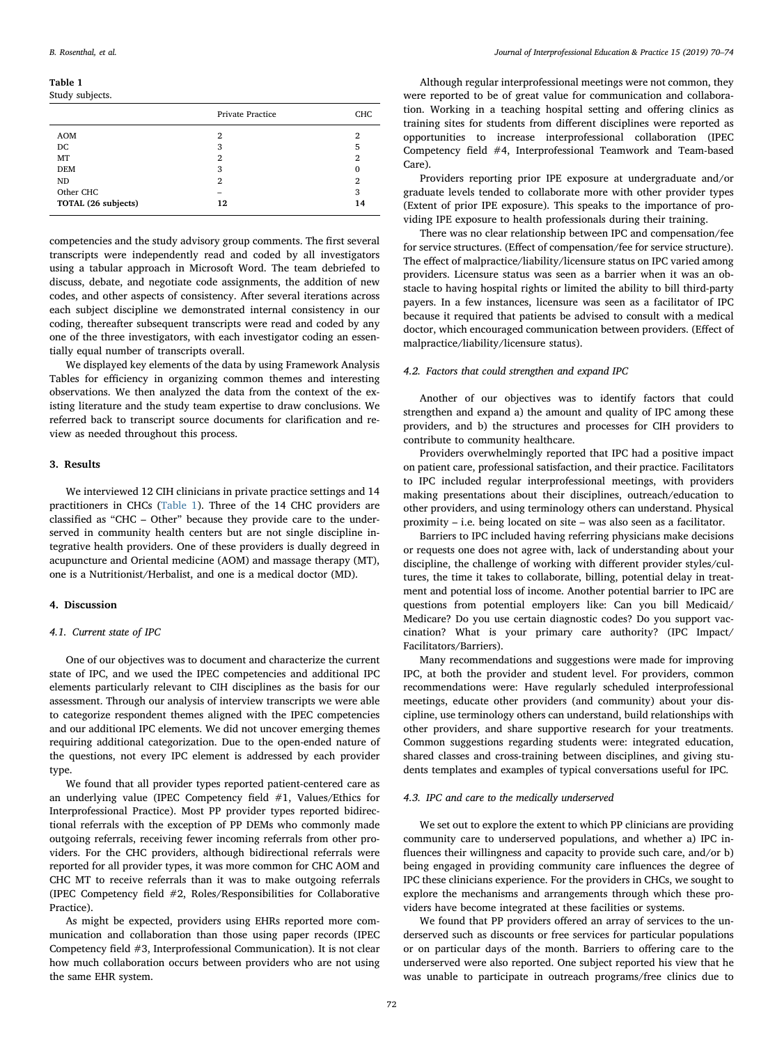**Table 1**
Study subjects.

| | Private Practice | CHC |
|---|---|---|
| AOM | 2 | 2 |
| DC | 3 | 5 |
| MT | 2 | 2 |
| DEM | 3 | 0 |
| ND | 2 | 2 |
| Other CHC | – | 3 |
| **TOTAL (26 subjects)** | **12** | **14** |

competencies and the study advisory group comments. The first several transcripts were independently read and coded by all investigators using a tabular approach in Microsoft Word. The team debriefed to discuss, debate, and negotiate code assignments, the addition of new codes, and other aspects of consistency. After several iterations across each subject discipline we demonstrated internal consistency in our coding, thereafter subsequent transcripts were read and coded by any one of the three investigators, with each investigator coding an essentially equal number of transcripts overall.

We displayed key elements of the data by using Framework Analysis Tables for efficiency in organizing common themes and interesting observations. We then analyzed the data from the context of the existing literature and the study team expertise to draw conclusions. We referred back to transcript source documents for clarification and review as needed throughout this process.

## 3. Results

We interviewed 12 CIH clinicians in private practice settings and 14 practitioners in CHCs (Table 1). Three of the 14 CHC providers are classified as "CHC – Other" because they provide care to the underserved in community health centers but are not single discipline integrative health providers. One of these providers is dually degreed in acupuncture and Oriental medicine (AOM) and massage therapy (MT), one is a Nutritionist/Herbalist, and one is a medical doctor (MD).

## 4. Discussion

### 4.1. Current state of IPC

One of our objectives was to document and characterize the current state of IPC, and we used the IPEC competencies and additional IPC elements particularly relevant to CIH disciplines as the basis for our assessment. Through our analysis of interview transcripts we were able to categorize respondent themes aligned with the IPEC competencies and our additional IPC elements. We did not uncover emerging themes requiring additional categorization. Due to the open-ended nature of the questions, not every IPC element is addressed by each provider type.

We found that all provider types reported patient-centered care as an underlying value (IPEC Competency field #1, Values/Ethics for Interprofessional Practice). Most PP provider types reported bidirectional referrals with the exception of PP DEMs who commonly made outgoing referrals, receiving fewer incoming referrals from other providers. For the CHC providers, although bidirectional referrals were reported for all provider types, it was more common for CHC AOM and CHC MT to receive referrals than it was to make outgoing referrals (IPEC Competency field #2, Roles/Responsibilities for Collaborative Practice).

As might be expected, providers using EHRs reported more communication and collaboration than those using paper records (IPEC Competency field #3, Interprofessional Communication). It is not clear how much collaboration occurs between providers who are not using the same EHR system.

Although regular interprofessional meetings were not common, they were reported to be of great value for communication and collaboration. Working in a teaching hospital setting and offering clinics as training sites for students from different disciplines were reported as opportunities to increase interprofessional collaboration (IPEC Competency field #4, Interprofessional Teamwork and Team-based Care).

Providers reporting prior IPE exposure at undergraduate and/or graduate levels tended to collaborate more with other provider types (Extent of prior IPE exposure). This speaks to the importance of providing IPE exposure to health professionals during their training.

There was no clear relationship between IPC and compensation/fee for service structures. (Effect of compensation/fee for service structure). The effect of malpractice/liability/licensure status on IPC varied among providers. Licensure status was seen as a barrier when it was an obstacle to having hospital rights or limited the ability to bill third-party payers. In a few instances, licensure was seen as a facilitator of IPC because it required that patients be advised to consult with a medical doctor, which encouraged communication between providers. (Effect of malpractice/liability/licensure status).

### 4.2. Factors that could strengthen and expand IPC

Another of our objectives was to identify factors that could strengthen and expand a) the amount and quality of IPC among these providers, and b) the structures and processes for CIH providers to contribute to community healthcare.

Providers overwhelmingly reported that IPC had a positive impact on patient care, professional satisfaction, and their practice. Facilitators to IPC included regular interprofessional meetings, with providers making presentations about their disciplines, outreach/education to other providers, and using terminology others can understand. Physical proximity – i.e. being located on site – was also seen as a facilitator.

Barriers to IPC included having referring physicians make decisions or requests one does not agree with, lack of understanding about your discipline, the challenge of working with different provider styles/cultures, the time it takes to collaborate, billing, potential delay in treatment and potential loss of income. Another potential barrier to IPC are questions from potential employers like: Can you bill Medicaid/Medicare? Do you use certain diagnostic codes? Do you support vaccination? What is your primary care authority? (IPC Impact/Facilitators/Barriers).

Many recommendations and suggestions were made for improving IPC, at both the provider and student level. For providers, common recommendations were: Have regularly scheduled interprofessional meetings, educate other providers (and community) about your discipline, use terminology others can understand, build relationships with other providers, and share supportive research for your treatments. Common suggestions regarding students were: integrated education, shared classes and cross-training between disciplines, and giving students templates and examples of typical conversations useful for IPC.

### 4.3. IPC and care to the medically underserved

We set out to explore the extent to which PP clinicians are providing community care to underserved populations, and whether a) IPC influences their willingness and capacity to provide such care, and/or b) being engaged in providing community care influences the degree of IPC these clinicians experience. For the providers in CHCs, we sought to explore the mechanisms and arrangements through which these providers have become integrated at these facilities or systems.

We found that PP providers offered an array of services to the underserved such as discounts or free services for particular populations or on particular days of the month. Barriers to offering care to the underserved were also reported. One subject reported his view that he was unable to participate in outreach programs/free clinics due to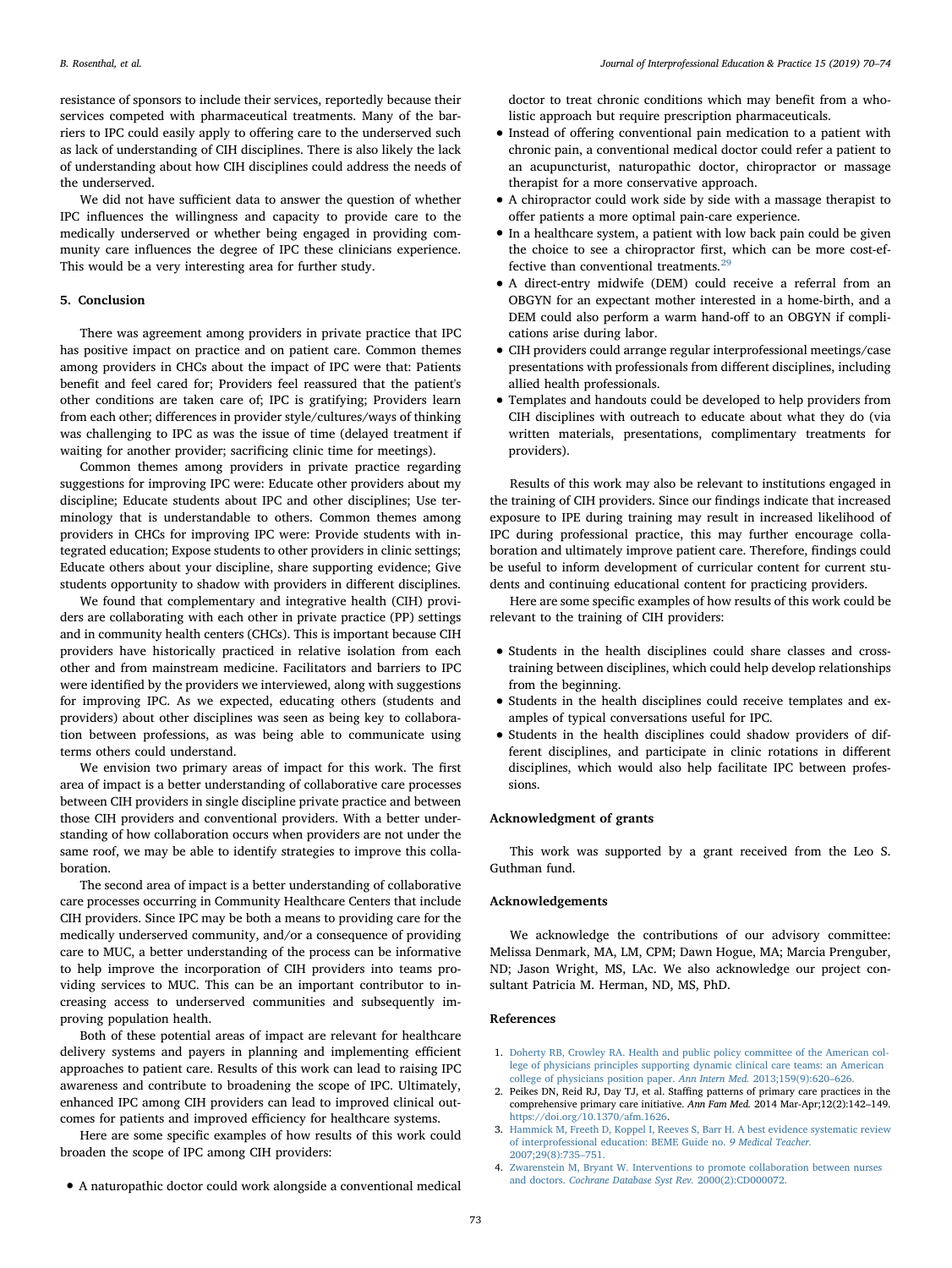resistance of sponsors to include their services, reportedly because their services competed with pharmaceutical treatments. Many of the barriers to IPC could easily apply to offering care to the underserved such as lack of understanding of CIH disciplines. There is also likely the lack of understanding about how CIH disciplines could address the needs of the underserved.

We did not have sufficient data to answer the question of whether IPC influences the willingness and capacity to provide care to the medically underserved or whether being engaged in providing community care influences the degree of IPC these clinicians experience. This would be a very interesting area for further study.

## 5. Conclusion

There was agreement among providers in private practice that IPC has positive impact on practice and on patient care. Common themes among providers in CHCs about the impact of IPC were that: Patients benefit and feel cared for; Providers feel reassured that the patient's other conditions are taken care of; IPC is gratifying; Providers learn from each other; differences in provider style/cultures/ways of thinking was challenging to IPC as was the issue of time (delayed treatment if waiting for another provider; sacrificing clinic time for meetings).

Common themes among providers in private practice regarding suggestions for improving IPC were: Educate other providers about my discipline; Educate students about IPC and other disciplines; Use terminology that is understandable to others. Common themes among providers in CHCs for improving IPC were: Provide students with integrated education; Expose students to other providers in clinic settings; Educate others about your discipline, share supporting evidence; Give students opportunity to shadow with providers in different disciplines.

We found that complementary and integrative health (CIH) providers are collaborating with each other in private practice (PP) settings and in community health centers (CHCs). This is important because CIH providers have historically practiced in relative isolation from each other and from mainstream medicine. Facilitators and barriers to IPC were identified by the providers we interviewed, along with suggestions for improving IPC. As we expected, educating others (students and providers) about other disciplines was seen as being key to collaboration between professions, as was being able to communicate using terms others could understand.

We envision two primary areas of impact for this work. The first area of impact is a better understanding of collaborative care processes between CIH providers in single discipline private practice and between those CIH providers and conventional providers. With a better understanding of how collaboration occurs when providers are not under the same roof, we may be able to identify strategies to improve this collaboration.

The second area of impact is a better understanding of collaborative care processes occurring in Community Healthcare Centers that include CIH providers. Since IPC may be both a means to providing care for the medically underserved community, and/or a consequence of providing care to MUC, a better understanding of the process can be informative to help improve the incorporation of CIH providers into teams providing services to MUC. This can be an important contributor to increasing access to underserved communities and subsequently improving population health.

Both of these potential areas of impact are relevant for healthcare delivery systems and payers in planning and implementing efficient approaches to patient care. Results of this work can lead to raising IPC awareness and contribute to broadening the scope of IPC. Ultimately, enhanced IPC among CIH providers can lead to improved clinical outcomes for patients and improved efficiency for healthcare systems.

Here are some specific examples of how results of this work could broaden the scope of IPC among CIH providers:

- A naturopathic doctor could work alongside a conventional medical doctor to treat chronic conditions which may benefit from a wholistic approach but require prescription pharmaceuticals.
- Instead of offering conventional pain medication to a patient with chronic pain, a conventional medical doctor could refer a patient to an acupuncturist, naturopathic doctor, chiropractor or massage therapist for a more conservative approach.
- A chiropractor could work side by side with a massage therapist to offer patients a more optimal pain-care experience.
- In a healthcare system, a patient with low back pain could be given the choice to see a chiropractor first, which can be more cost-effective than conventional treatments.[29]
- A direct-entry midwife (DEM) could receive a referral from an OBGYN for an expectant mother interested in a home-birth, and a DEM could also perform a warm hand-off to an OBGYN if complications arise during labor.
- CIH providers could arrange regular interprofessional meetings/case presentations with professionals from different disciplines, including allied health professionals.
- Templates and handouts could be developed to help providers from CIH disciplines with outreach to educate about what they do (via written materials, presentations, complimentary treatments for providers).

Results of this work may also be relevant to institutions engaged in the training of CIH providers. Since our findings indicate that increased exposure to IPE during training may result in increased likelihood of IPC during professional practice, this may further encourage collaboration and ultimately improve patient care. Therefore, findings could be useful to inform development of curricular content for current students and continuing educational content for practicing providers.

Here are some specific examples of how results of this work could be relevant to the training of CIH providers:

- Students in the health disciplines could share classes and cross-training between disciplines, which could help develop relationships from the beginning.
- Students in the health disciplines could receive templates and examples of typical conversations useful for IPC.
- Students in the health disciplines could shadow providers of different disciplines, and participate in clinic rotations in different disciplines, which would also help facilitate IPC between professions.

## Acknowledgment of grants

This work was supported by a grant received from the Leo S. Guthman fund.

## Acknowledgements

We acknowledge the contributions of our advisory committee: Melissa Denmark, MA, LM, CPM; Dawn Hogue, MA; Marcia Prenguber, ND; Jason Wright, MS, LAc. We also acknowledge our project consultant Patricia M. Herman, ND, MS, PhD.

## References

1. Doherty RB, Crowley RA. Health and public policy committee of the American college of physicians principles supporting dynamic clinical care teams: an American college of physicians position paper. *Ann Intern Med.* 2013;159(9):620–626.
2. Peikes DN, Reid RJ, Day TJ, et al. Staffing patterns of primary care practices in the comprehensive primary care initiative. *Ann Fam Med.* 2014 Mar-Apr;12(2):142–149. https://doi.org/10.1370/afm.1626.
3. Hammick M, Freeth D, Koppel I, Reeves S, Barr H. A best evidence systematic review of interprofessional education: BEME Guide no. *9 Medical Teacher.* 2007;29(8):735–751.
4. Zwarenstein M, Bryant W. Interventions to promote collaboration between nurses and doctors. *Cochrane Database Syst Rev.* 2000(2):CD000072.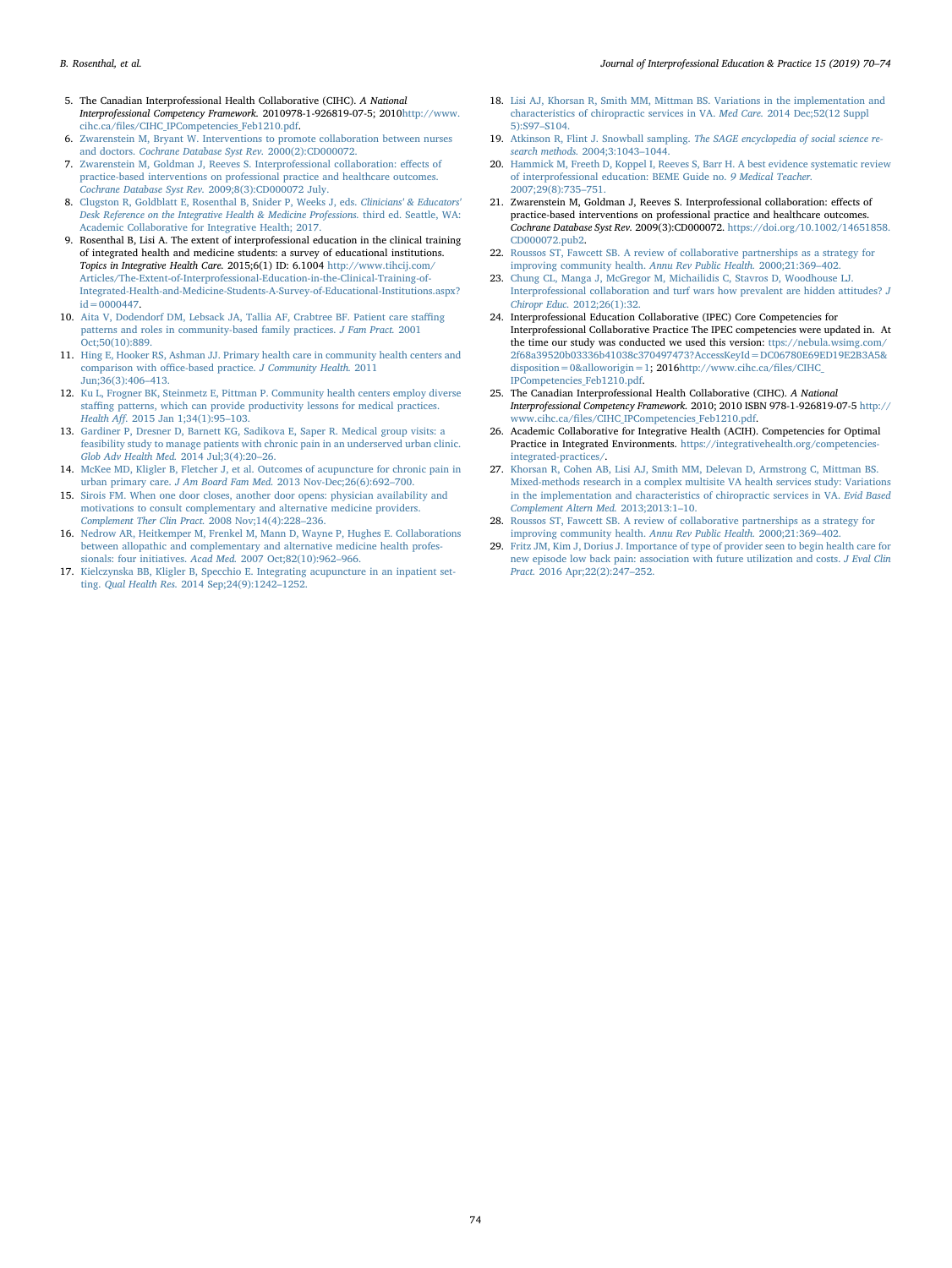5. The Canadian Interprofessional Health Collaborative (CIHC). *A National Interprofessional Competency Framework.* 2010978-1-926819-07-5; 2010http://www.cihc.ca/files/CIHC_IPCompetencies_Feb1210.pdf.
6. Zwarenstein M, Bryant W. Interventions to promote collaboration between nurses and doctors. *Cochrane Database Syst Rev.* 2000(2):CD000072.
7. Zwarenstein M, Goldman J, Reeves S. Interprofessional collaboration: effects of practice-based interventions on professional practice and healthcare outcomes. *Cochrane Database Syst Rev.* 2009;8(3):CD000072 July.
8. Clugston R, Goldblatt E, Rosenthal B, Snider P, Weeks J, eds. *Clinicians' & Educators' Desk Reference on the Integrative Health & Medicine Professions.* third ed. Seattle, WA: Academic Collaborative for Integrative Health; 2017.
9. Rosenthal B, Lisi A. The extent of interprofessional education in the clinical training of integrated health and medicine students: a survey of educational institutions. *Topics in Integrative Health Care.* 2015;6(1) ID: 6.1004 http://www.tihcij.com/Articles/The-Extent-of-Interprofessional-Education-in-the-Clinical-Training-of-Integrated-Health-and-Medicine-Students-A-Survey-of-Educational-Institutions.aspx?id=0000447.
10. Aita V, Dodendorf DM, Lebsack JA, Tallia AF, Crabtree BF. Patient care staffing patterns and roles in community-based family practices. *J Fam Pract.* 2001 Oct;50(10):889.
11. Hing E, Hooker RS, Ashman JJ. Primary health care in community health centers and comparison with office-based practice. *J Community Health.* 2011 Jun;36(3):406–413.
12. Ku L, Frogner BK, Steinmetz E, Pittman P. Community health centers employ diverse staffing patterns, which can provide productivity lessons for medical practices. *Health Aff.* 2015 Jan 1;34(1):95–103.
13. Gardiner P, Dresner D, Barnett KG, Sadikova E, Saper R. Medical group visits: a feasibility study to manage patients with chronic pain in an underserved urban clinic. *Glob Adv Health Med.* 2014 Jul;3(4):20–26.
14. McKee MD, Kligler B, Fletcher J, et al. Outcomes of acupuncture for chronic pain in urban primary care. *J Am Board Fam Med.* 2013 Nov-Dec;26(6):692–700.
15. Sirois FM. When one door closes, another door opens: physician availability and motivations to consult complementary and alternative medicine providers. *Complement Ther Clin Pract.* 2008 Nov;14(4):228–236.
16. Nedrow AR, Heitkemper M, Frenkel M, Mann D, Wayne P, Hughes E. Collaborations between allopathic and complementary and alternative medicine health professionals: four initiatives. *Acad Med.* 2007 Oct;82(10):962–966.
17. Kielczynska BB, Kligler B, Specchio E. Integrating acupuncture in an inpatient setting. *Qual Health Res.* 2014 Sep;24(9):1242–1252.
18. Lisi AJ, Khorsan R, Smith MM, Mittman BS. Variations in the implementation and characteristics of chiropractic services in VA. *Med Care.* 2014 Dec;52(12 Suppl 5):S97–S104.
19. Atkinson R, Flint J. Snowball sampling. *The SAGE encyclopedia of social science research methods.* 2004;3:1043–1044.
20. Hammick M, Freeth D, Koppel I, Reeves S, Barr H. A best evidence systematic review of interprofessional education: BEME Guide no. *9 Medical Teacher.* 2007;29(8):735–751.
21. Zwarenstein M, Goldman J, Reeves S. Interprofessional collaboration: effects of practice-based interventions on professional practice and healthcare outcomes. *Cochrane Database Syst Rev.* 2009(3):CD000072. https://doi.org/10.1002/14651858.CD000072.pub2.
22. Roussos ST, Fawcett SB. A review of collaborative partnerships as a strategy for improving community health. *Annu Rev Public Health.* 2000;21:369–402.
23. Chung CL, Manga J, McGregor M, Michailidis C, Stavros D, Woodhouse LJ. Interprofessional collaboration and turf wars how prevalent are hidden attitudes? *J Chiropr Educ.* 2012;26(1):32.
24. Interprofessional Education Collaborative (IPEC) Core Competencies for Interprofessional Collaborative Practice The IPEC competencies were updated in. At the time our study was conducted we used this version: ttps://nebula.wsimg.com/2f68a39520b03336b41038c370497473?AccessKeyId=DC06780E69ED19E2B3A5&disposition=0&alloworigin=1; 2016http://www.cihc.ca/files/CIHC_IPCompetencies_Feb1210.pdf.
25. The Canadian Interprofessional Health Collaborative (CIHC). *A National Interprofessional Competency Framework.* 2010; 2010 ISBN 978-1-926819-07-5 http://www.cihc.ca/files/CIHC_IPCompetencies_Feb1210.pdf.
26. Academic Collaborative for Integrative Health (ACIH). Competencies for Optimal Practice in Integrated Environments. https://integrativehealth.org/competencies-integrated-practices/.
27. Khorsan R, Cohen AB, Lisi AJ, Smith MM, Delevan D, Armstrong C, Mittman BS. Mixed-methods research in a complex multisite VA health services study: Variations in the implementation and characteristics of chiropractic services in VA. *Evid Based Complement Altern Med.* 2013;2013:1–10.
28. Roussos ST, Fawcett SB. A review of collaborative partnerships as a strategy for improving community health. *Annu Rev Public Health.* 2000;21:369–402.
29. Fritz JM, Kim J, Dorius J. Importance of type of provider seen to begin health care for new episode low back pain: association with future utilization and costs. *J Eval Clin Pract.* 2016 Apr;22(2):247–252.